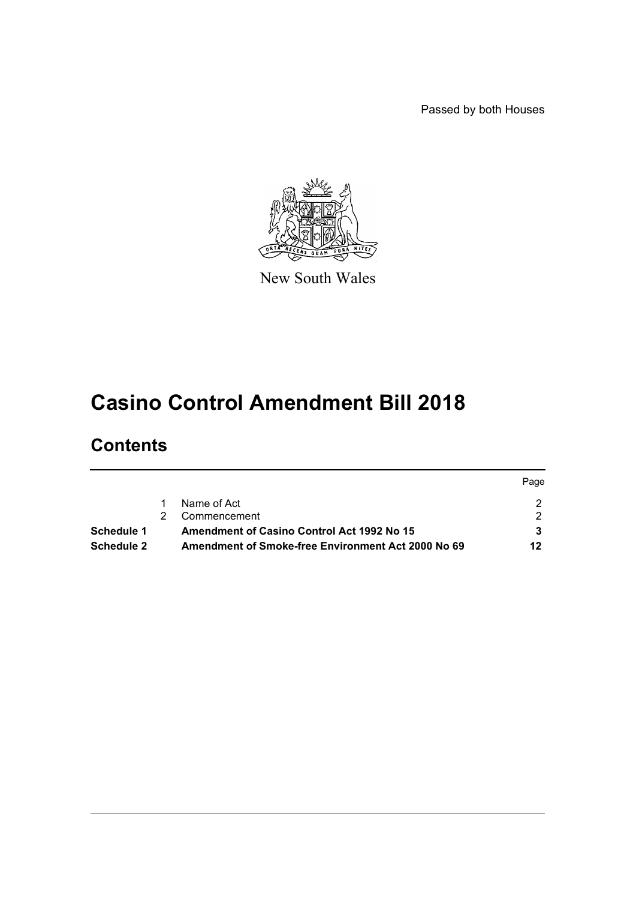Passed by both Houses

New South Wales

# Casino Control Amendment Bill 2018

## Contents

| | | | Page |
|---|---|---|---|
| | 1 | Name of Act | 2 |
| | 2 | Commencement | 2 |
| **Schedule 1** | | **Amendment of Casino Control Act 1992 No 15** | **3** |
| **Schedule 2** | | **Amendment of Smoke-free Environment Act 2000 No 69** | **12** |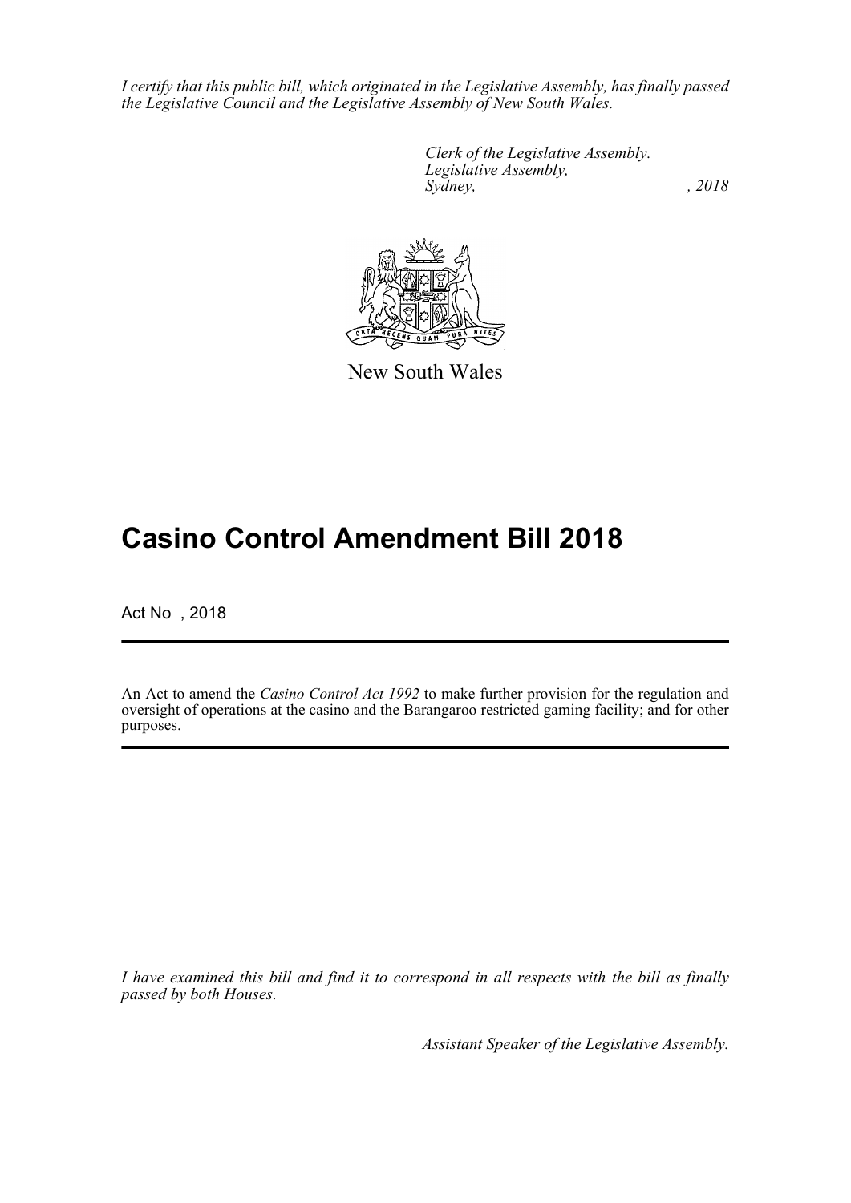*I certify that this public bill, which originated in the Legislative Assembly, has finally passed the Legislative Council and the Legislative Assembly of New South Wales.*

*Clerk of the Legislative Assembly.*
*Legislative Assembly,*
*Sydney, , 2018*

New South Wales

# Casino Control Amendment Bill 2018

Act No , 2018

An Act to amend the *Casino Control Act 1992* to make further provision for the regulation and oversight of operations at the casino and the Barangaroo restricted gaming facility; and for other purposes.

*I have examined this bill and find it to correspond in all respects with the bill as finally passed by both Houses.*

*Assistant Speaker of the Legislative Assembly.*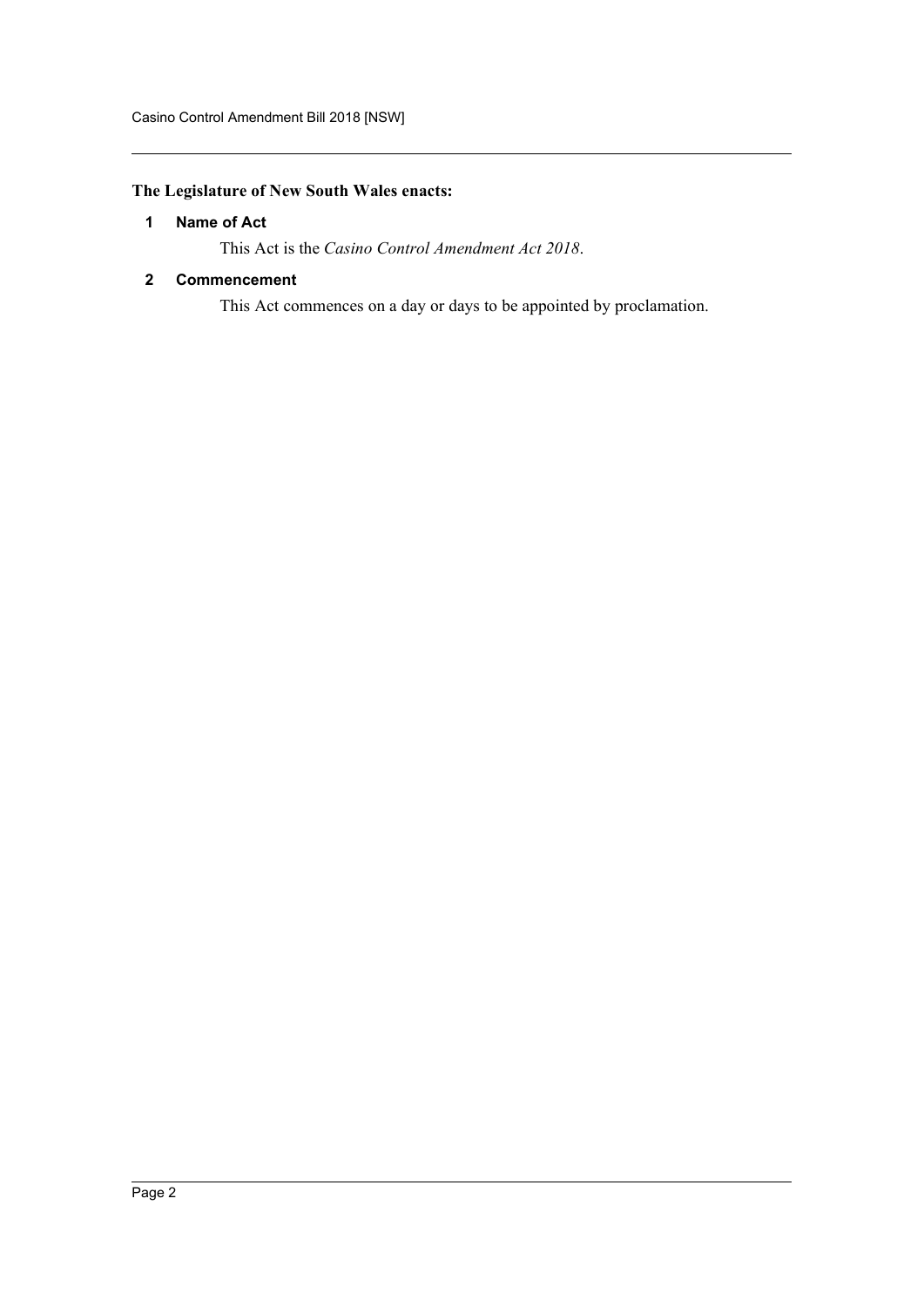**The Legislature of New South Wales enacts:**

**1 Name of Act**

This Act is the *Casino Control Amendment Act 2018*.

**2 Commencement**

This Act commences on a day or days to be appointed by proclamation.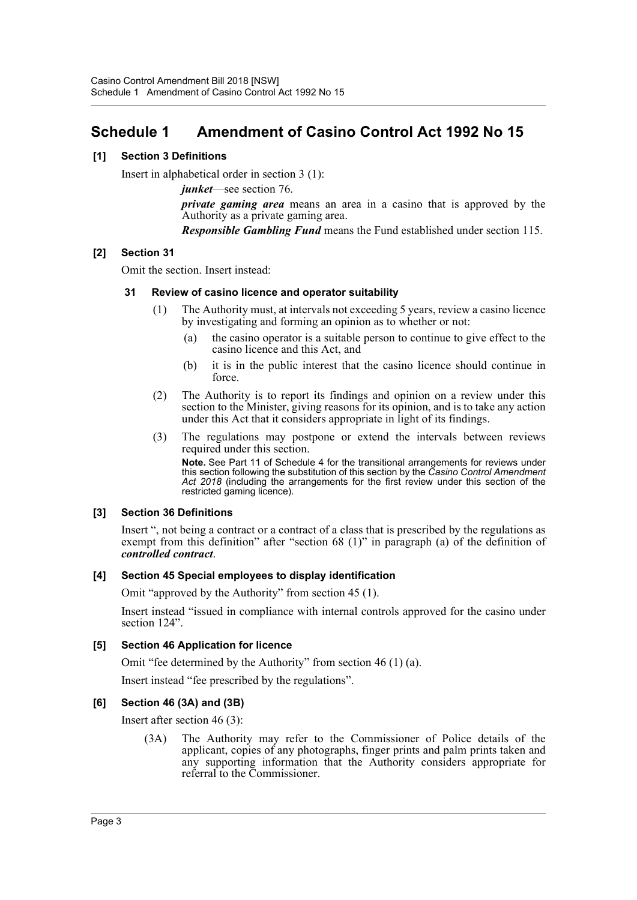# Schedule 1 Amendment of Casino Control Act 1992 No 15

### [1] Section 3 Definitions

Insert in alphabetical order in section 3 (1):

> ***junket***—see section 76.
>
> ***private gaming area*** means an area in a casino that is approved by the Authority as a private gaming area.
>
> ***Responsible Gambling Fund*** means the Fund established under section 115.

### [2] Section 31

Omit the section. Insert instead:

#### 31 Review of casino licence and operator suitability

(1) The Authority must, at intervals not exceeding 5 years, review a casino licence by investigating and forming an opinion as to whether or not:

- (a) the casino operator is a suitable person to continue to give effect to the casino licence and this Act, and
- (b) it is in the public interest that the casino licence should continue in force.

(2) The Authority is to report its findings and opinion on a review under this section to the Minister, giving reasons for its opinion, and is to take any action under this Act that it considers appropriate in light of its findings.

(3) The regulations may postpone or extend the intervals between reviews required under this section.

**Note.** See Part 11 of Schedule 4 for the transitional arrangements for reviews under this section following the substitution of this section by the *Casino Control Amendment Act 2018* (including the arrangements for the first review under this section of the restricted gaming licence).

### [3] Section 36 Definitions

Insert ", not being a contract or a contract of a class that is prescribed by the regulations as exempt from this definition" after "section 68 (1)" in paragraph (a) of the definition of ***controlled contract***.

### [4] Section 45 Special employees to display identification

Omit "approved by the Authority" from section 45 (1).

Insert instead "issued in compliance with internal controls approved for the casino under section 124".

### [5] Section 46 Application for licence

Omit "fee determined by the Authority" from section 46 (1) (a).

Insert instead "fee prescribed by the regulations".

### [6] Section 46 (3A) and (3B)

Insert after section 46 (3):

(3A) The Authority may refer to the Commissioner of Police details of the applicant, copies of any photographs, finger prints and palm prints taken and any supporting information that the Authority considers appropriate for referral to the Commissioner.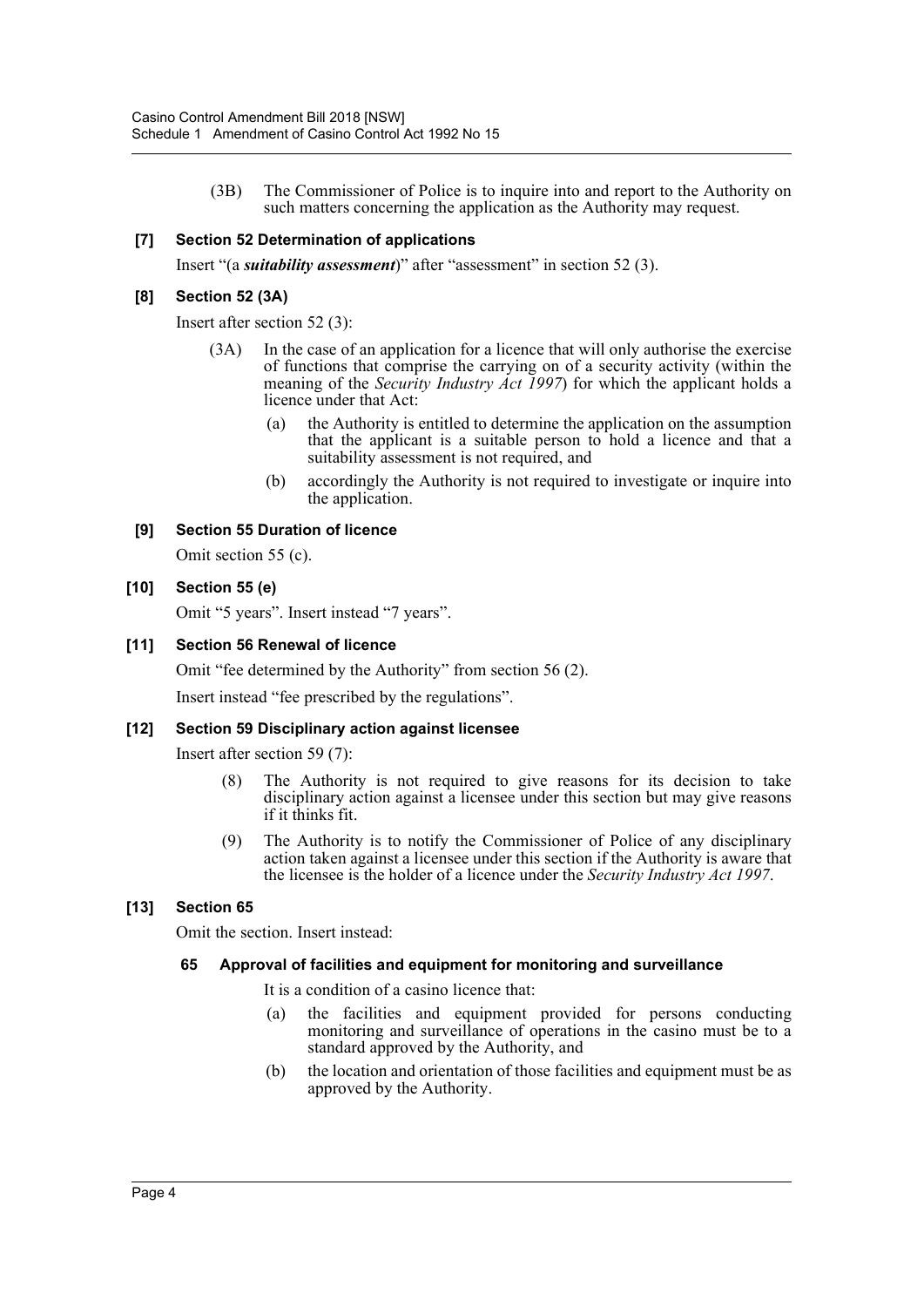(3B) The Commissioner of Police is to inquire into and report to the Authority on such matters concerning the application as the Authority may request.

### [7] Section 52 Determination of applications

Insert "(a ***suitability assessment***)" after "assessment" in section 52 (3).

### [8] Section 52 (3A)

Insert after section 52 (3):

(3A) In the case of an application for a licence that will only authorise the exercise of functions that comprise the carrying on of a security activity (within the meaning of the *Security Industry Act 1997*) for which the applicant holds a licence under that Act:

(a) the Authority is entitled to determine the application on the assumption that the applicant is a suitable person to hold a licence and that a suitability assessment is not required, and

(b) accordingly the Authority is not required to investigate or inquire into the application.

### [9] Section 55 Duration of licence

Omit section 55 (c).

### [10] Section 55 (e)

Omit "5 years". Insert instead "7 years".

### [11] Section 56 Renewal of licence

Omit "fee determined by the Authority" from section 56 (2).

Insert instead "fee prescribed by the regulations".

### [12] Section 59 Disciplinary action against licensee

Insert after section 59 (7):

(8) The Authority is not required to give reasons for its decision to take disciplinary action against a licensee under this section but may give reasons if it thinks fit.

(9) The Authority is to notify the Commissioner of Police of any disciplinary action taken against a licensee under this section if the Authority is aware that the licensee is the holder of a licence under the *Security Industry Act 1997*.

### [13] Section 65

Omit the section. Insert instead:

#### 65 Approval of facilities and equipment for monitoring and surveillance

It is a condition of a casino licence that:

(a) the facilities and equipment provided for persons conducting monitoring and surveillance of operations in the casino must be to a standard approved by the Authority, and

(b) the location and orientation of those facilities and equipment must be as approved by the Authority.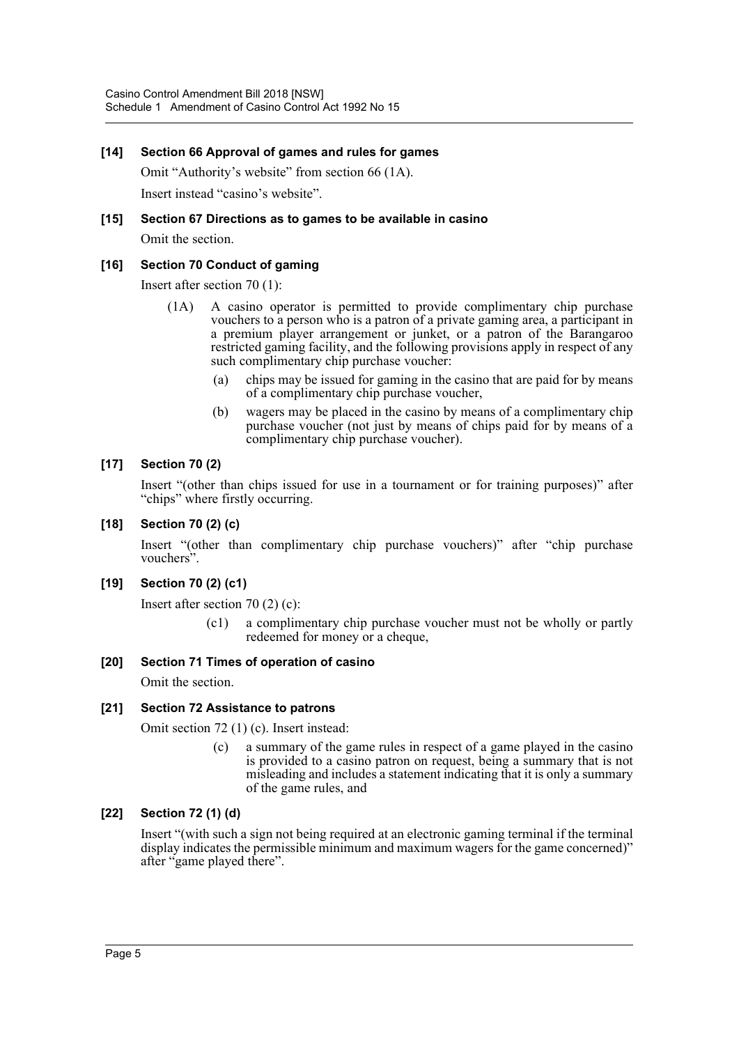### [14] Section 66 Approval of games and rules for games

Omit "Authority's website" from section 66 (1A).

Insert instead "casino's website".

### [15] Section 67 Directions as to games to be available in casino

Omit the section.

### [16] Section 70 Conduct of gaming

Insert after section 70 (1):

> (1A) A casino operator is permitted to provide complimentary chip purchase vouchers to a person who is a patron of a private gaming area, a participant in a premium player arrangement or junket, or a patron of the Barangaroo restricted gaming facility, and the following provisions apply in respect of any such complimentary chip purchase voucher:
>
> (a) chips may be issued for gaming in the casino that are paid for by means of a complimentary chip purchase voucher,
>
> (b) wagers may be placed in the casino by means of a complimentary chip purchase voucher (not just by means of chips paid for by means of a complimentary chip purchase voucher).

### [17] Section 70 (2)

Insert "(other than chips issued for use in a tournament or for training purposes)" after "chips" where firstly occurring.

### [18] Section 70 (2) (c)

Insert "(other than complimentary chip purchase vouchers)" after "chip purchase vouchers".

### [19] Section 70 (2) (c1)

Insert after section 70 (2) (c):

> (c1) a complimentary chip purchase voucher must not be wholly or partly redeemed for money or a cheque,

### [20] Section 71 Times of operation of casino

Omit the section.

### [21] Section 72 Assistance to patrons

Omit section 72 (1) (c). Insert instead:

> (c) a summary of the game rules in respect of a game played in the casino is provided to a casino patron on request, being a summary that is not misleading and includes a statement indicating that it is only a summary of the game rules, and

### [22] Section 72 (1) (d)

Insert "(with such a sign not being required at an electronic gaming terminal if the terminal display indicates the permissible minimum and maximum wagers for the game concerned)" after "game played there".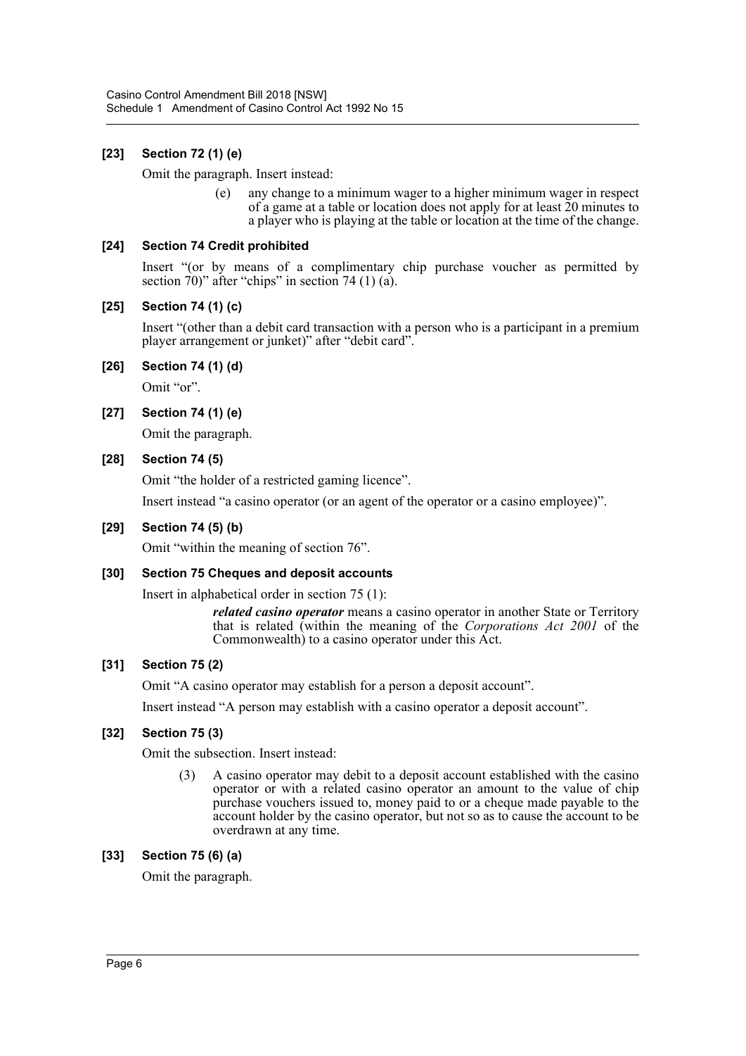### [23] Section 72 (1) (e)

Omit the paragraph. Insert instead:

> (e) any change to a minimum wager to a higher minimum wager in respect of a game at a table or location does not apply for at least 20 minutes to a player who is playing at the table or location at the time of the change.

### [24] Section 74 Credit prohibited

Insert "(or by means of a complimentary chip purchase voucher as permitted by section 70)" after "chips" in section 74 (1) (a).

### [25] Section 74 (1) (c)

Insert "(other than a debit card transaction with a person who is a participant in a premium player arrangement or junket)" after "debit card".

### [26] Section 74 (1) (d)

Omit "or".

### [27] Section 74 (1) (e)

Omit the paragraph.

### [28] Section 74 (5)

Omit "the holder of a restricted gaming licence".

Insert instead "a casino operator (or an agent of the operator or a casino employee)".

### [29] Section 74 (5) (b)

Omit "within the meaning of section 76".

### [30] Section 75 Cheques and deposit accounts

Insert in alphabetical order in section 75 (1):

> ***related casino operator*** means a casino operator in another State or Territory that is related (within the meaning of the *Corporations Act 2001* of the Commonwealth) to a casino operator under this Act.

### [31] Section 75 (2)

Omit "A casino operator may establish for a person a deposit account".

Insert instead "A person may establish with a casino operator a deposit account".

### [32] Section 75 (3)

Omit the subsection. Insert instead:

> (3) A casino operator may debit to a deposit account established with the casino operator or with a related casino operator an amount to the value of chip purchase vouchers issued to, money paid to or a cheque made payable to the account holder by the casino operator, but not so as to cause the account to be overdrawn at any time.

### [33] Section 75 (6) (a)

Omit the paragraph.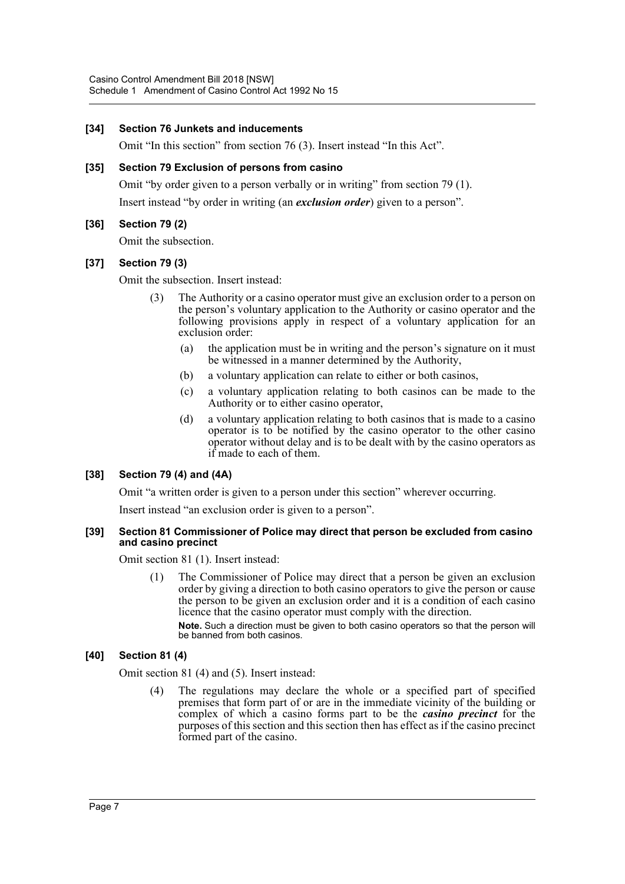#### [34] Section 76 Junkets and inducements

Omit "In this section" from section 76 (3). Insert instead "In this Act".

#### [35] Section 79 Exclusion of persons from casino

Omit "by order given to a person verbally or in writing" from section 79 (1).

Insert instead "by order in writing (an ***exclusion order***) given to a person".

#### [36] Section 79 (2)

Omit the subsection.

#### [37] Section 79 (3)

Omit the subsection. Insert instead:

> (3) The Authority or a casino operator must give an exclusion order to a person on the person's voluntary application to the Authority or casino operator and the following provisions apply in respect of a voluntary application for an exclusion order:
>
> (a) the application must be in writing and the person's signature on it must be witnessed in a manner determined by the Authority,
>
> (b) a voluntary application can relate to either or both casinos,
>
> (c) a voluntary application relating to both casinos can be made to the Authority or to either casino operator,
>
> (d) a voluntary application relating to both casinos that is made to a casino operator is to be notified by the casino operator to the other casino operator without delay and is to be dealt with by the casino operators as if made to each of them.

#### [38] Section 79 (4) and (4A)

Omit "a written order is given to a person under this section" wherever occurring.

Insert instead "an exclusion order is given to a person".

#### [39] Section 81 Commissioner of Police may direct that person be excluded from casino and casino precinct

Omit section 81 (1). Insert instead:

> (1) The Commissioner of Police may direct that a person be given an exclusion order by giving a direction to both casino operators to give the person or cause the person to be given an exclusion order and it is a condition of each casino licence that the casino operator must comply with the direction.
>
> **Note.** Such a direction must be given to both casino operators so that the person will be banned from both casinos.

#### [40] Section 81 (4)

Omit section 81 (4) and (5). Insert instead:

> (4) The regulations may declare the whole or a specified part of specified premises that form part of or are in the immediate vicinity of the building or complex of which a casino forms part to be the ***casino precinct*** for the purposes of this section and this section then has effect as if the casino precinct formed part of the casino.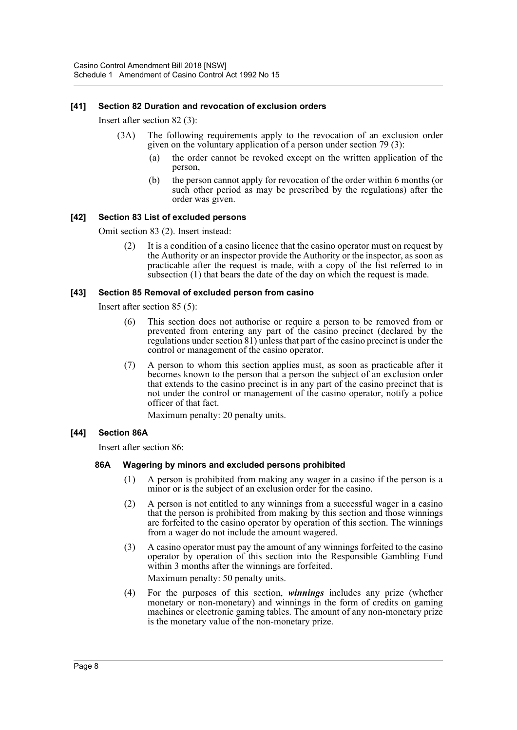### [41] Section 82 Duration and revocation of exclusion orders

Insert after section 82 (3):

(3A) The following requirements apply to the revocation of an exclusion order given on the voluntary application of a person under section 79 (3):

(a) the order cannot be revoked except on the written application of the person,

(b) the person cannot apply for revocation of the order within 6 months (or such other period as may be prescribed by the regulations) after the order was given.

### [42] Section 83 List of excluded persons

Omit section 83 (2). Insert instead:

(2) It is a condition of a casino licence that the casino operator must on request by the Authority or an inspector provide the Authority or the inspector, as soon as practicable after the request is made, with a copy of the list referred to in subsection (1) that bears the date of the day on which the request is made.

### [43] Section 85 Removal of excluded person from casino

Insert after section 85 (5):

(6) This section does not authorise or require a person to be removed from or prevented from entering any part of the casino precinct (declared by the regulations under section 81) unless that part of the casino precinct is under the control or management of the casino operator.

(7) A person to whom this section applies must, as soon as practicable after it becomes known to the person that a person the subject of an exclusion order that extends to the casino precinct is in any part of the casino precinct that is not under the control or management of the casino operator, notify a police officer of that fact.

Maximum penalty: 20 penalty units.

### [44] Section 86A

Insert after section 86:

#### 86A Wagering by minors and excluded persons prohibited

(1) A person is prohibited from making any wager in a casino if the person is a minor or is the subject of an exclusion order for the casino.

(2) A person is not entitled to any winnings from a successful wager in a casino that the person is prohibited from making by this section and those winnings are forfeited to the casino operator by operation of this section. The winnings from a wager do not include the amount wagered.

(3) A casino operator must pay the amount of any winnings forfeited to the casino operator by operation of this section into the Responsible Gambling Fund within 3 months after the winnings are forfeited.

Maximum penalty: 50 penalty units.

(4) For the purposes of this section, ***winnings*** includes any prize (whether monetary or non-monetary) and winnings in the form of credits on gaming machines or electronic gaming tables. The amount of any non-monetary prize is the monetary value of the non-monetary prize.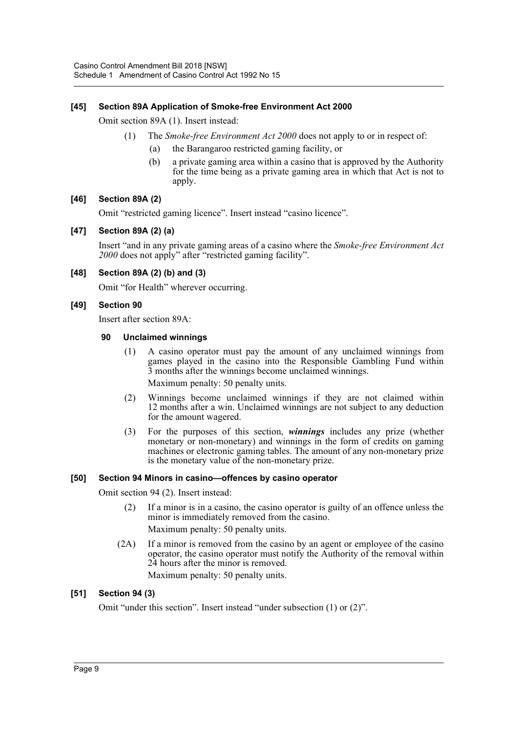#### [45] Section 89A Application of Smoke-free Environment Act 2000

Omit section 89A (1). Insert instead:

(1) The *Smoke-free Environment Act 2000* does not apply to or in respect of:

(a) the Barangaroo restricted gaming facility, or

(b) a private gaming area within a casino that is approved by the Authority for the time being as a private gaming area in which that Act is not to apply.

#### [46] Section 89A (2)

Omit "restricted gaming licence". Insert instead "casino licence".

#### [47] Section 89A (2) (a)

Insert "and in any private gaming areas of a casino where the *Smoke-free Environment Act 2000* does not apply" after "restricted gaming facility".

#### [48] Section 89A (2) (b) and (3)

Omit "for Health" wherever occurring.

#### [49] Section 90

Insert after section 89A:

**90 Unclaimed winnings**

(1) A casino operator must pay the amount of any unclaimed winnings from games played in the casino into the Responsible Gambling Fund within 3 months after the winnings become unclaimed winnings.

Maximum penalty: 50 penalty units.

(2) Winnings become unclaimed winnings if they are not claimed within 12 months after a win. Unclaimed winnings are not subject to any deduction for the amount wagered.

(3) For the purposes of this section, ***winnings*** includes any prize (whether monetary or non-monetary) and winnings in the form of credits on gaming machines or electronic gaming tables. The amount of any non-monetary prize is the monetary value of the non-monetary prize.

#### [50] Section 94 Minors in casino—offences by casino operator

Omit section 94 (2). Insert instead:

(2) If a minor is in a casino, the casino operator is guilty of an offence unless the minor is immediately removed from the casino.

Maximum penalty: 50 penalty units.

(2A) If a minor is removed from the casino by an agent or employee of the casino operator, the casino operator must notify the Authority of the removal within 24 hours after the minor is removed.

Maximum penalty: 50 penalty units.

#### [51] Section 94 (3)

Omit "under this section". Insert instead "under subsection (1) or (2)".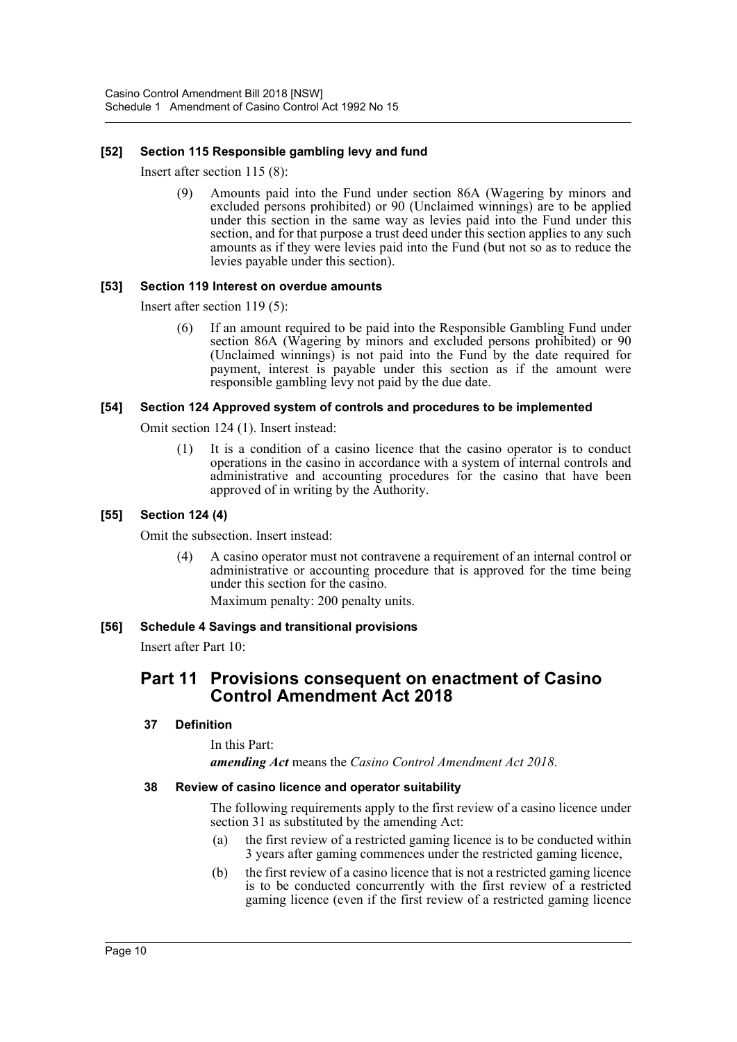### [52] Section 115 Responsible gambling levy and fund

Insert after section 115 (8):

> (9) Amounts paid into the Fund under section 86A (Wagering by minors and excluded persons prohibited) or 90 (Unclaimed winnings) are to be applied under this section in the same way as levies paid into the Fund under this section, and for that purpose a trust deed under this section applies to any such amounts as if they were levies paid into the Fund (but not so as to reduce the levies payable under this section).

### [53] Section 119 Interest on overdue amounts

Insert after section 119 (5):

> (6) If an amount required to be paid into the Responsible Gambling Fund under section 86A (Wagering by minors and excluded persons prohibited) or 90 (Unclaimed winnings) is not paid into the Fund by the date required for payment, interest is payable under this section as if the amount were responsible gambling levy not paid by the due date.

### [54] Section 124 Approved system of controls and procedures to be implemented

Omit section 124 (1). Insert instead:

> (1) It is a condition of a casino licence that the casino operator is to conduct operations in the casino in accordance with a system of internal controls and administrative and accounting procedures for the casino that have been approved of in writing by the Authority.

### [55] Section 124 (4)

Omit the subsection. Insert instead:

> (4) A casino operator must not contravene a requirement of an internal control or administrative or accounting procedure that is approved for the time being under this section for the casino.
>
> Maximum penalty: 200 penalty units.

### [56] Schedule 4 Savings and transitional provisions

Insert after Part 10:

## Part 11 Provisions consequent on enactment of Casino Control Amendment Act 2018

#### 37 Definition

In this Part:

***amending Act*** means the *Casino Control Amendment Act 2018*.

#### 38 Review of casino licence and operator suitability

The following requirements apply to the first review of a casino licence under section 31 as substituted by the amending Act:

(a) the first review of a restricted gaming licence is to be conducted within 3 years after gaming commences under the restricted gaming licence,

(b) the first review of a casino licence that is not a restricted gaming licence is to be conducted concurrently with the first review of a restricted gaming licence (even if the first review of a restricted gaming licence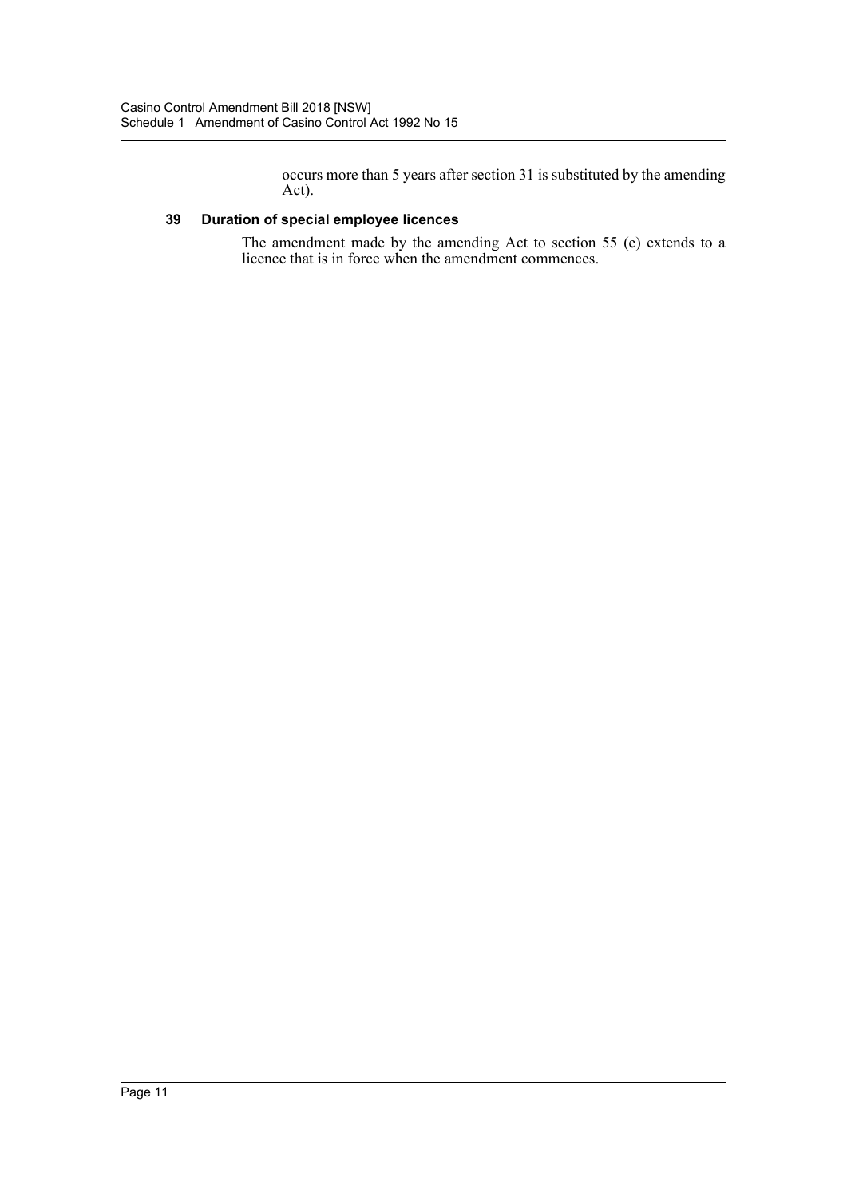occurs more than 5 years after section 31 is substituted by the amending Act).

### 39 Duration of special employee licences

The amendment made by the amending Act to section 55 (e) extends to a licence that is in force when the amendment commences.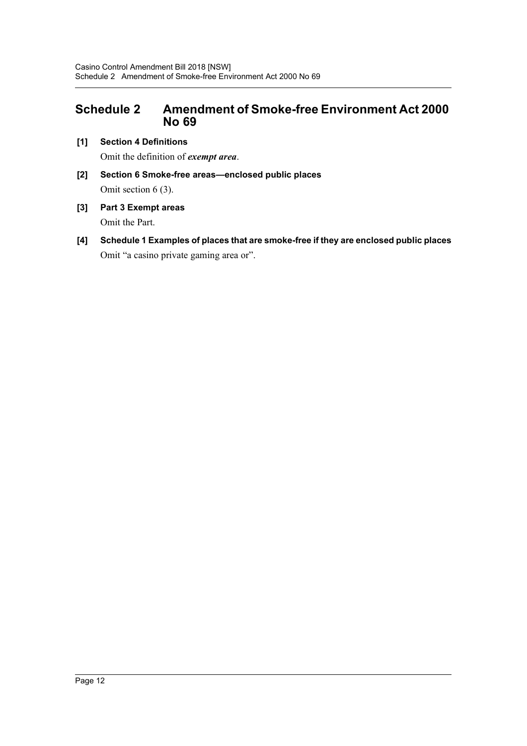# Schedule 2 Amendment of Smoke-free Environment Act 2000 No 69

**[1] Section 4 Definitions**

Omit the definition of ***exempt area***.

**[2] Section 6 Smoke-free areas—enclosed public places**

Omit section 6 (3).

**[3] Part 3 Exempt areas**

Omit the Part.

**[4] Schedule 1 Examples of places that are smoke-free if they are enclosed public places**

Omit "a casino private gaming area or".